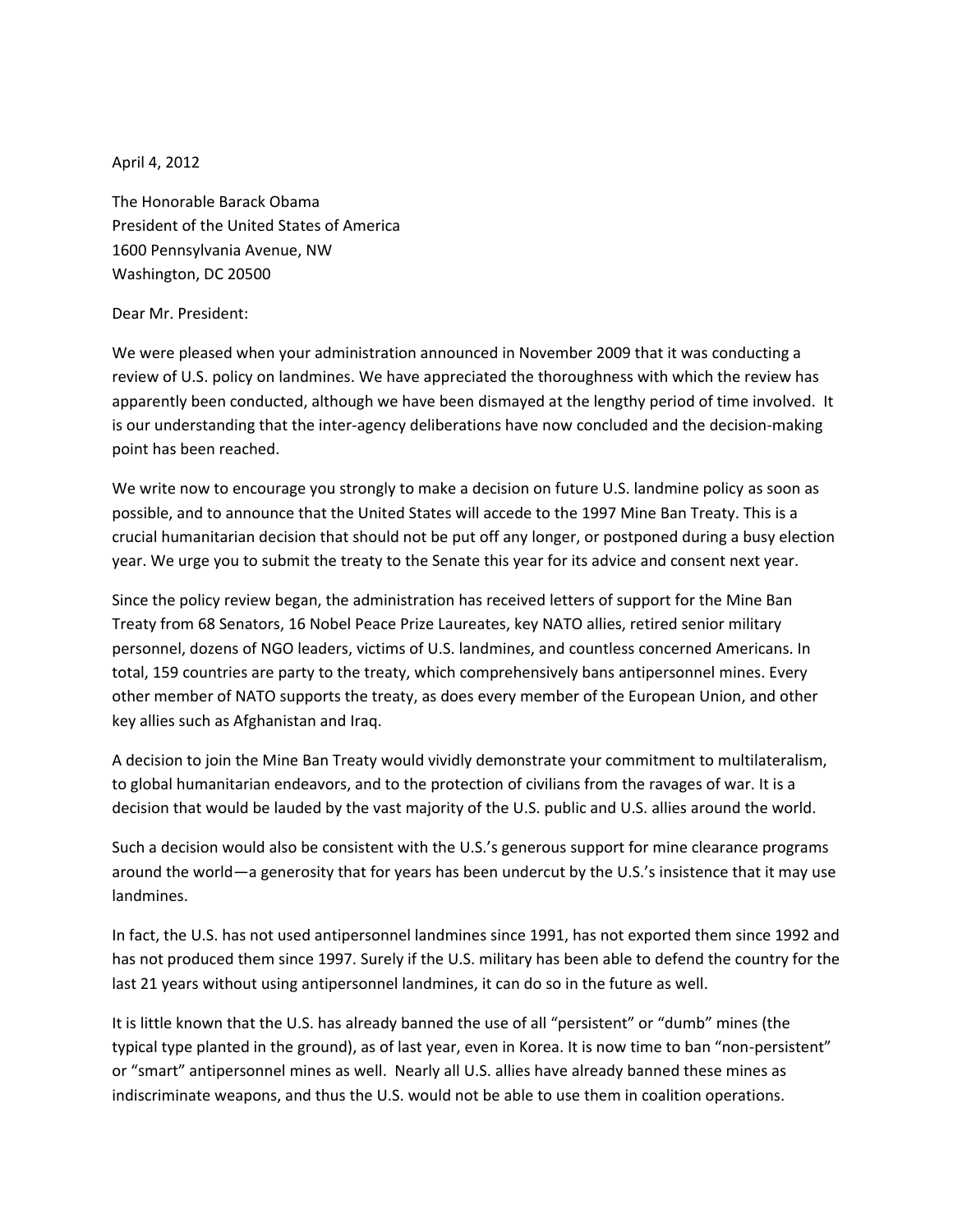April 4, 2012

The Honorable Barack Obama
President of the United States of America
1600 Pennsylvania Avenue, NW
Washington, DC 20500

Dear Mr. President:

We were pleased when your administration announced in November 2009 that it was conducting a review of U.S. policy on landmines. We have appreciated the thoroughness with which the review has apparently been conducted, although we have been dismayed at the lengthy period of time involved. It is our understanding that the inter-agency deliberations have now concluded and the decision-making point has been reached.

We write now to encourage you strongly to make a decision on future U.S. landmine policy as soon as possible, and to announce that the United States will accede to the 1997 Mine Ban Treaty. This is a crucial humanitarian decision that should not be put off any longer, or postponed during a busy election year. We urge you to submit the treaty to the Senate this year for its advice and consent next year.

Since the policy review began, the administration has received letters of support for the Mine Ban Treaty from 68 Senators, 16 Nobel Peace Prize Laureates, key NATO allies, retired senior military personnel, dozens of NGO leaders, victims of U.S. landmines, and countless concerned Americans. In total, 159 countries are party to the treaty, which comprehensively bans antipersonnel mines. Every other member of NATO supports the treaty, as does every member of the European Union, and other key allies such as Afghanistan and Iraq.

A decision to join the Mine Ban Treaty would vividly demonstrate your commitment to multilateralism, to global humanitarian endeavors, and to the protection of civilians from the ravages of war. It is a decision that would be lauded by the vast majority of the U.S. public and U.S. allies around the world.

Such a decision would also be consistent with the U.S.'s generous support for mine clearance programs around the world—a generosity that for years has been undercut by the U.S.'s insistence that it may use landmines.

In fact, the U.S. has not used antipersonnel landmines since 1991, has not exported them since 1992 and has not produced them since 1997. Surely if the U.S. military has been able to defend the country for the last 21 years without using antipersonnel landmines, it can do so in the future as well.

It is little known that the U.S. has already banned the use of all "persistent" or "dumb" mines (the typical type planted in the ground), as of last year, even in Korea. It is now time to ban "non-persistent" or "smart" antipersonnel mines as well. Nearly all U.S. allies have already banned these mines as indiscriminate weapons, and thus the U.S. would not be able to use them in coalition operations.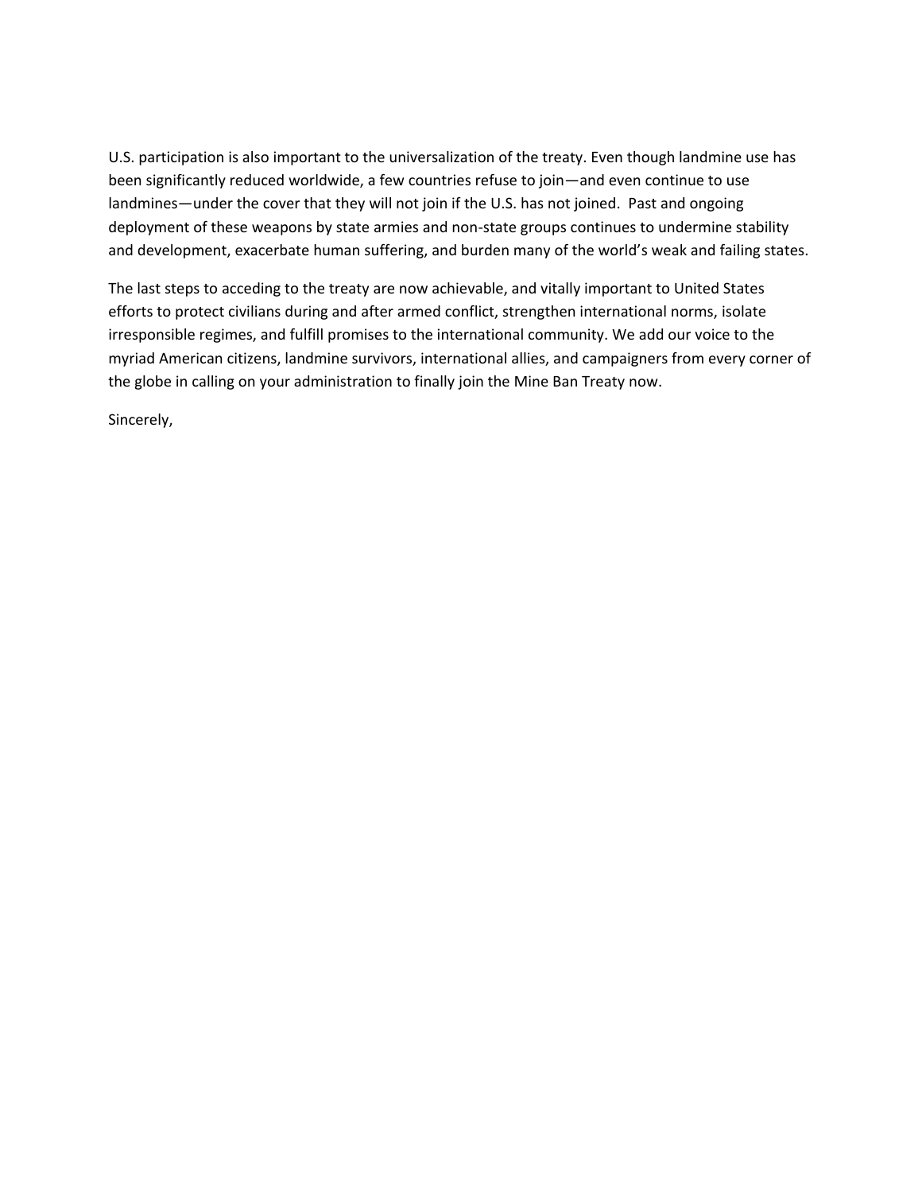U.S. participation is also important to the universalization of the treaty. Even though landmine use has been significantly reduced worldwide, a few countries refuse to join—and even continue to use landmines—under the cover that they will not join if the U.S. has not joined. Past and ongoing deployment of these weapons by state armies and non-state groups continues to undermine stability and development, exacerbate human suffering, and burden many of the world's weak and failing states.

The last steps to acceding to the treaty are now achievable, and vitally important to United States efforts to protect civilians during and after armed conflict, strengthen international norms, isolate irresponsible regimes, and fulfill promises to the international community. We add our voice to the myriad American citizens, landmine survivors, international allies, and campaigners from every corner of the globe in calling on your administration to finally join the Mine Ban Treaty now.

Sincerely,